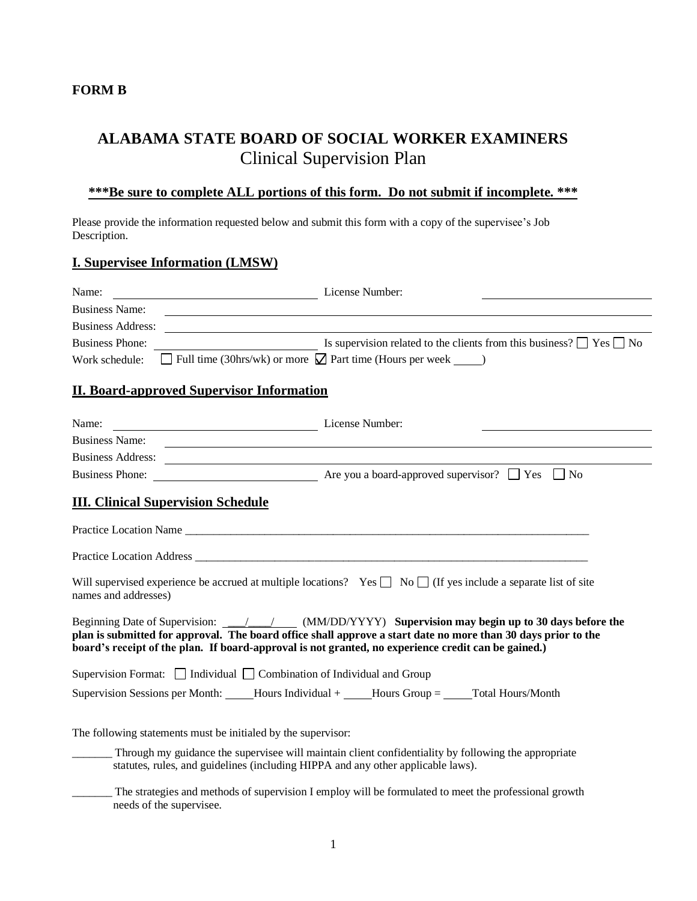**FORM B**

# ALABAMA STATE BOARD OF SOCIAL WORKER EXAMINERS
## Clinical Supervision Plan

**\*\*\*Be sure to complete ALL portions of this form. Do not submit if incomplete. \*\*\***

Please provide the information requested below and submit this form with a copy of the supervisee's Job Description.

### I. Supervisee Information (LMSW)

Name: ______________________ License Number: ______________________

Business Name: ______________________

Business Address: ______________________

Business Phone: ______________________ Is supervision related to the clients from this business? ☐ Yes ☐ No

Work schedule: ☐ Full time (30hrs/wk) or more ☑ Part time (Hours per week _____)

### II. Board-approved Supervisor Information

Name: ______________________ License Number: ______________________

Business Name: ______________________

Business Address: ______________________

Business Phone: ______________________ Are you a board-approved supervisor? ☐ Yes ☐ No

### III. Clinical Supervision Schedule

Practice Location Name ______________________________________________

Practice Location Address ______________________________________________

Will supervised experience be accrued at multiple locations? Yes ☐ No ☐ (If yes include a separate list of site names and addresses)

Beginning Date of Supervision: ___/___/____ (MM/DD/YYYY) **Supervision may begin up to 30 days before the plan is submitted for approval. The board office shall approve a start date no more than 30 days prior to the board's receipt of the plan. If board-approval is not granted, no experience credit can be gained.)**

Supervision Format: ☐ Individual ☐ Combination of Individual and Group

Supervision Sessions per Month: _____Hours Individual + _____Hours Group = _____Total Hours/Month

The following statements must be initialed by the supervisor:

_______ Through my guidance the supervisee will maintain client confidentiality by following the appropriate statutes, rules, and guidelines (including HIPPA and any other applicable laws).

_______ The strategies and methods of supervision I employ will be formulated to meet the professional growth needs of the supervisee.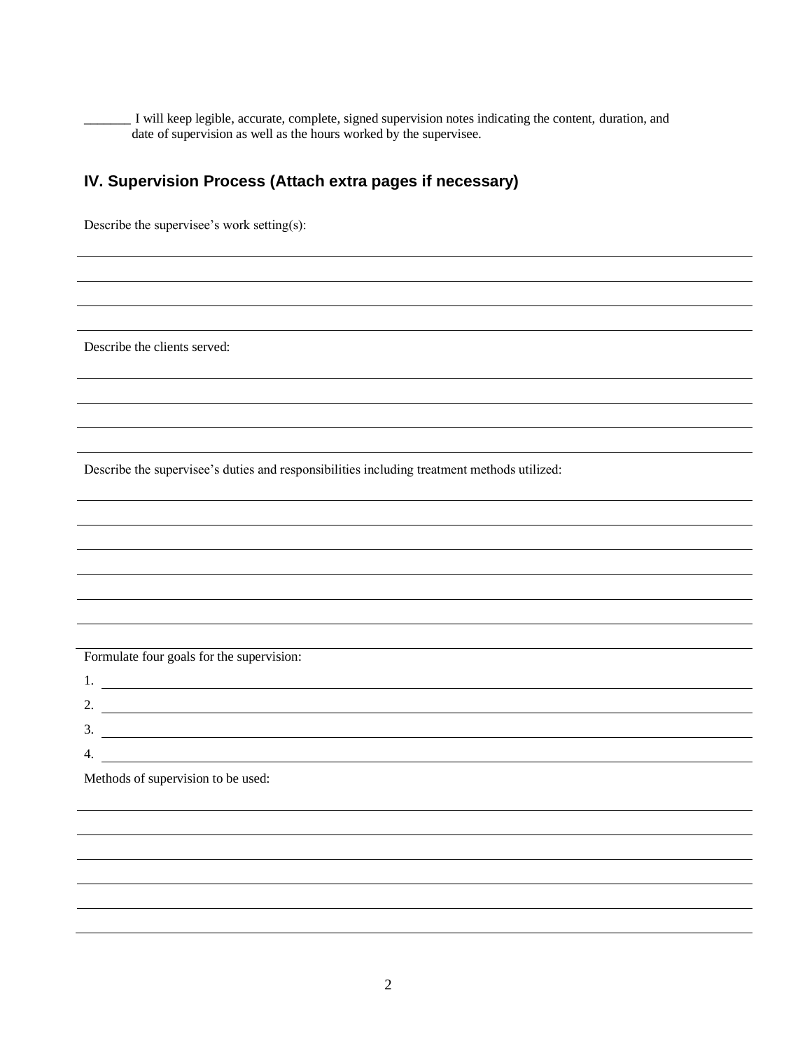_______ I will keep legible, accurate, complete, signed supervision notes indicating the content, duration, and date of supervision as well as the hours worked by the supervisee.

## IV. Supervision Process (Attach extra pages if necessary)

Describe the supervisee's work setting(s):

______________________________________________________________________________

______________________________________________________________________________

______________________________________________________________________________

Describe the clients served:

______________________________________________________________________________

______________________________________________________________________________

______________________________________________________________________________

Describe the supervisee's duties and responsibilities including treatment methods utilized:

______________________________________________________________________________

______________________________________________________________________________

______________________________________________________________________________

______________________________________________________________________________

______________________________________________________________________________

______________________________________________________________________________

Formulate four goals for the supervision:

1. ____________________________________________________________________________
2. ____________________________________________________________________________
3. ____________________________________________________________________________
4. ____________________________________________________________________________

Methods of supervision to be used:

______________________________________________________________________________

______________________________________________________________________________

______________________________________________________________________________

______________________________________________________________________________

______________________________________________________________________________

______________________________________________________________________________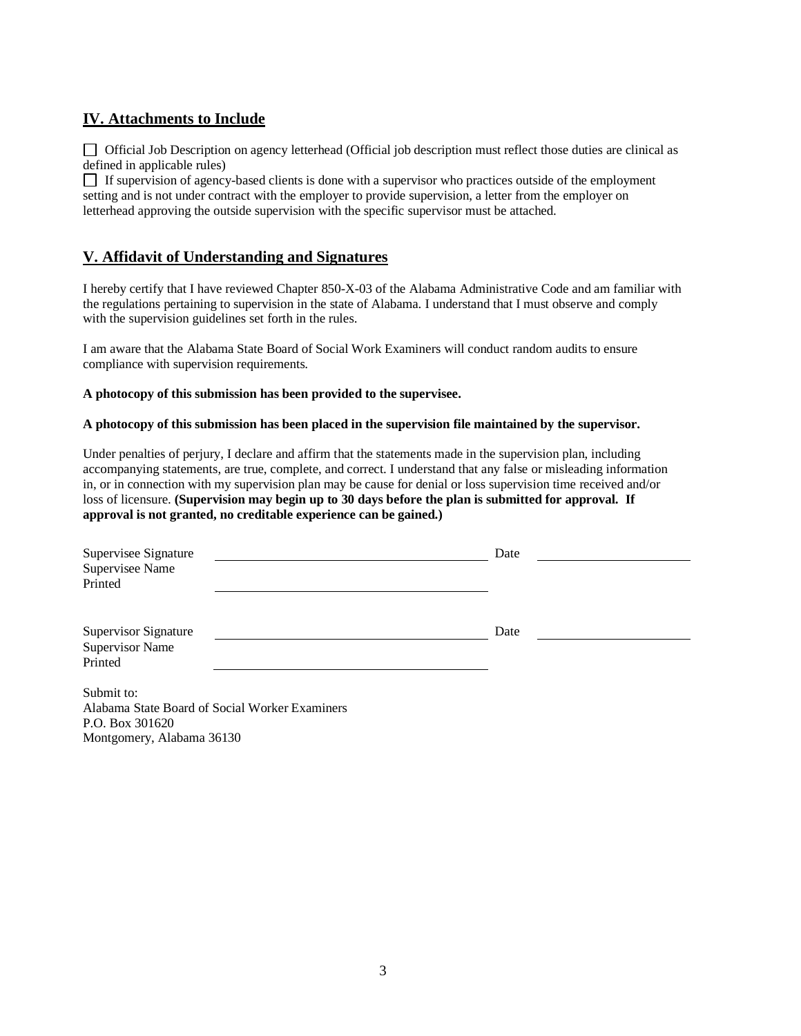## IV. Attachments to Include

☐ Official Job Description on agency letterhead (Official job description must reflect those duties are clinical as defined in applicable rules)

☐ If supervision of agency-based clients is done with a supervisor who practices outside of the employment setting and is not under contract with the employer to provide supervision, a letter from the employer on letterhead approving the outside supervision with the specific supervisor must be attached.

## V. Affidavit of Understanding and Signatures

I hereby certify that I have reviewed Chapter 850-X-03 of the Alabama Administrative Code and am familiar with the regulations pertaining to supervision in the state of Alabama. I understand that I must observe and comply with the supervision guidelines set forth in the rules.

I am aware that the Alabama State Board of Social Work Examiners will conduct random audits to ensure compliance with supervision requirements.

**A photocopy of this submission has been provided to the supervisee.**

**A photocopy of this submission has been placed in the supervision file maintained by the supervisor.**

Under penalties of perjury, I declare and affirm that the statements made in the supervision plan, including accompanying statements, are true, complete, and correct. I understand that any false or misleading information in, or in connection with my supervision plan may be cause for denial or loss supervision time received and/or loss of licensure. **(Supervision may begin up to 30 days before the plan is submitted for approval. If approval is not granted, no creditable experience can be gained.)**

Supervisee Signature ______________________________ Date ____________________

Supervisee Name Printed ______________________________

Supervisor Signature ______________________________ Date ____________________

Supervisor Name Printed ______________________________

Submit to:
Alabama State Board of Social Worker Examiners
P.O. Box 301620
Montgomery, Alabama 36130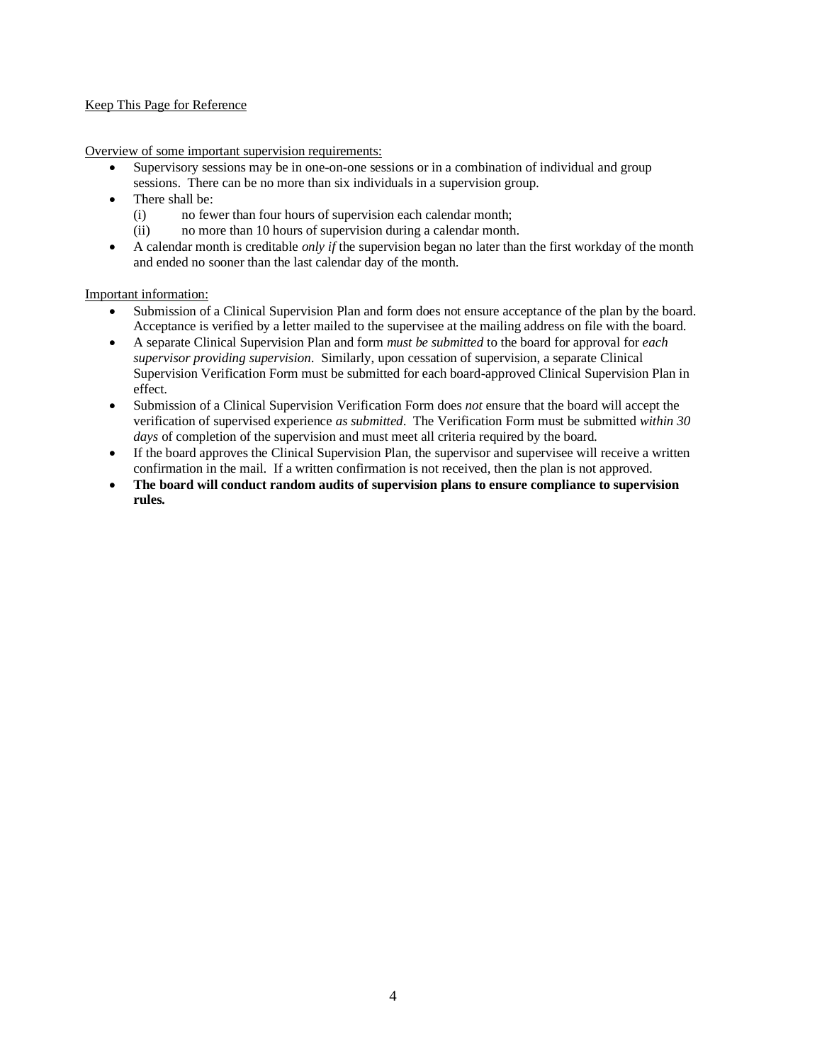Keep This Page for Reference

Overview of some important supervision requirements:

- Supervisory sessions may be in one-on-one sessions or in a combination of individual and group sessions. There can be no more than six individuals in a supervision group.
- There shall be:
  - (i) no fewer than four hours of supervision each calendar month;
  - (ii) no more than 10 hours of supervision during a calendar month.
- A calendar month is creditable *only if* the supervision began no later than the first workday of the month and ended no sooner than the last calendar day of the month.

Important information:

- Submission of a Clinical Supervision Plan and form does not ensure acceptance of the plan by the board. Acceptance is verified by a letter mailed to the supervisee at the mailing address on file with the board.
- A separate Clinical Supervision Plan and form *must be submitted* to the board for approval for *each supervisor providing supervision*. Similarly, upon cessation of supervision, a separate Clinical Supervision Verification Form must be submitted for each board-approved Clinical Supervision Plan in effect.
- Submission of a Clinical Supervision Verification Form does *not* ensure that the board will accept the verification of supervised experience *as submitted*. The Verification Form must be submitted *within 30 days* of completion of the supervision and must meet all criteria required by the board.
- If the board approves the Clinical Supervision Plan, the supervisor and supervisee will receive a written confirmation in the mail. If a written confirmation is not received, then the plan is not approved.
- **The board will conduct random audits of supervision plans to ensure compliance to supervision rules.**